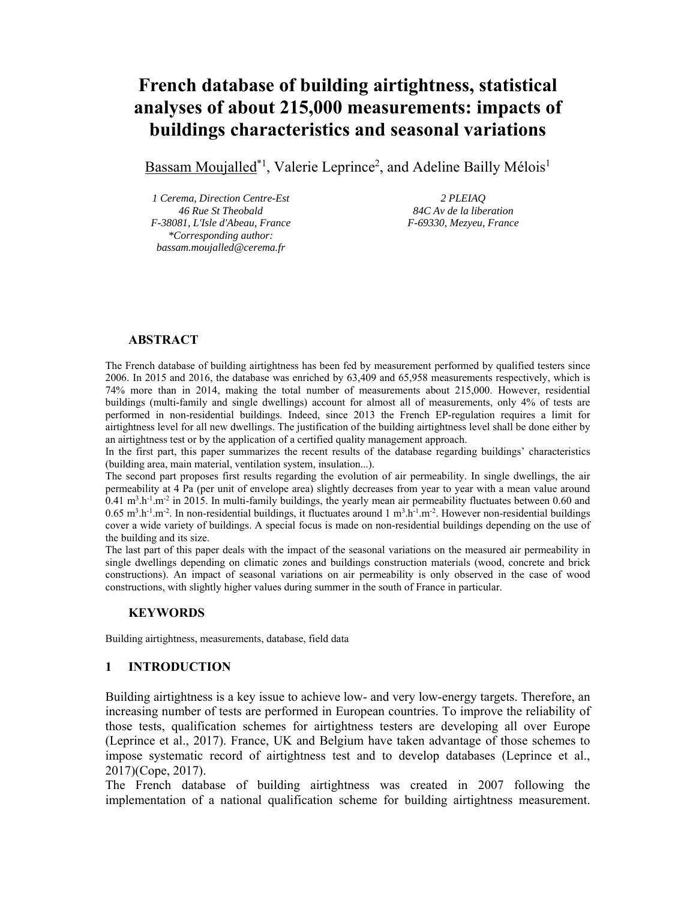# French database of building airtightness, statistical analyses of about 215,000 measurements: impacts of buildings characteristics and seasonal variations

Bassam Moujalled*[1], Valerie Leprince[2], and Adeline Bailly Mélois[1]

*1 Cerema, Direction Centre-Est*
*46 Rue St Theobald*
*F-38081, L'Isle d'Abeau, France*
**Corresponding author:*
*bassam.moujalled@cerema.fr*

*2 PLEIAQ*
*84C Av de la liberation*
*F-69330, Mezyeu, France*

## ABSTRACT

The French database of building airtightness has been fed by measurement performed by qualified testers since 2006. In 2015 and 2016, the database was enriched by 63,409 and 65,958 measurements respectively, which is 74% more than in 2014, making the total number of measurements about 215,000. However, residential buildings (multi-family and single dwellings) account for almost all of measurements, only 4% of tests are performed in non-residential buildings. Indeed, since 2013 the French EP-regulation requires a limit for airtightness level for all new dwellings. The justification of the building airtightness level shall be done either by an airtightness test or by the application of a certified quality management approach.

In the first part, this paper summarizes the recent results of the database regarding buildings' characteristics (building area, main material, ventilation system, insulation...).

The second part proposes first results regarding the evolution of air permeability. In single dwellings, the air permeability at 4 Pa (per unit of envelope area) slightly decreases from year to year with a mean value around 0.41 $m^3.h^{-1}.m^{-2}$ in 2015. In multi-family buildings, the yearly mean air permeability fluctuates between 0.60 and 0.65 $m^3.h^{-1}.m^{-2}$. In non-residential buildings, it fluctuates around 1 $m^3.h^{-1}.m^{-2}$. However non-residential buildings cover a wide variety of buildings. A special focus is made on non-residential buildings depending on the use of the building and its size.

The last part of this paper deals with the impact of the seasonal variations on the measured air permeability in single dwellings depending on climatic zones and buildings construction materials (wood, concrete and brick constructions). An impact of seasonal variations on air permeability is only observed in the case of wood constructions, with slightly higher values during summer in the south of France in particular.

## KEYWORDS

Building airtightness, measurements, database, field data

## 1 INTRODUCTION

Building airtightness is a key issue to achieve low- and very low-energy targets. Therefore, an increasing number of tests are performed in European countries. To improve the reliability of those tests, qualification schemes for airtightness testers are developing all over Europe (Leprince et al., 2017). France, UK and Belgium have taken advantage of those schemes to impose systematic record of airtightness test and to develop databases (Leprince et al., 2017)(Cope, 2017).

The French database of building airtightness was created in 2007 following the implementation of a national qualification scheme for building airtightness measurement.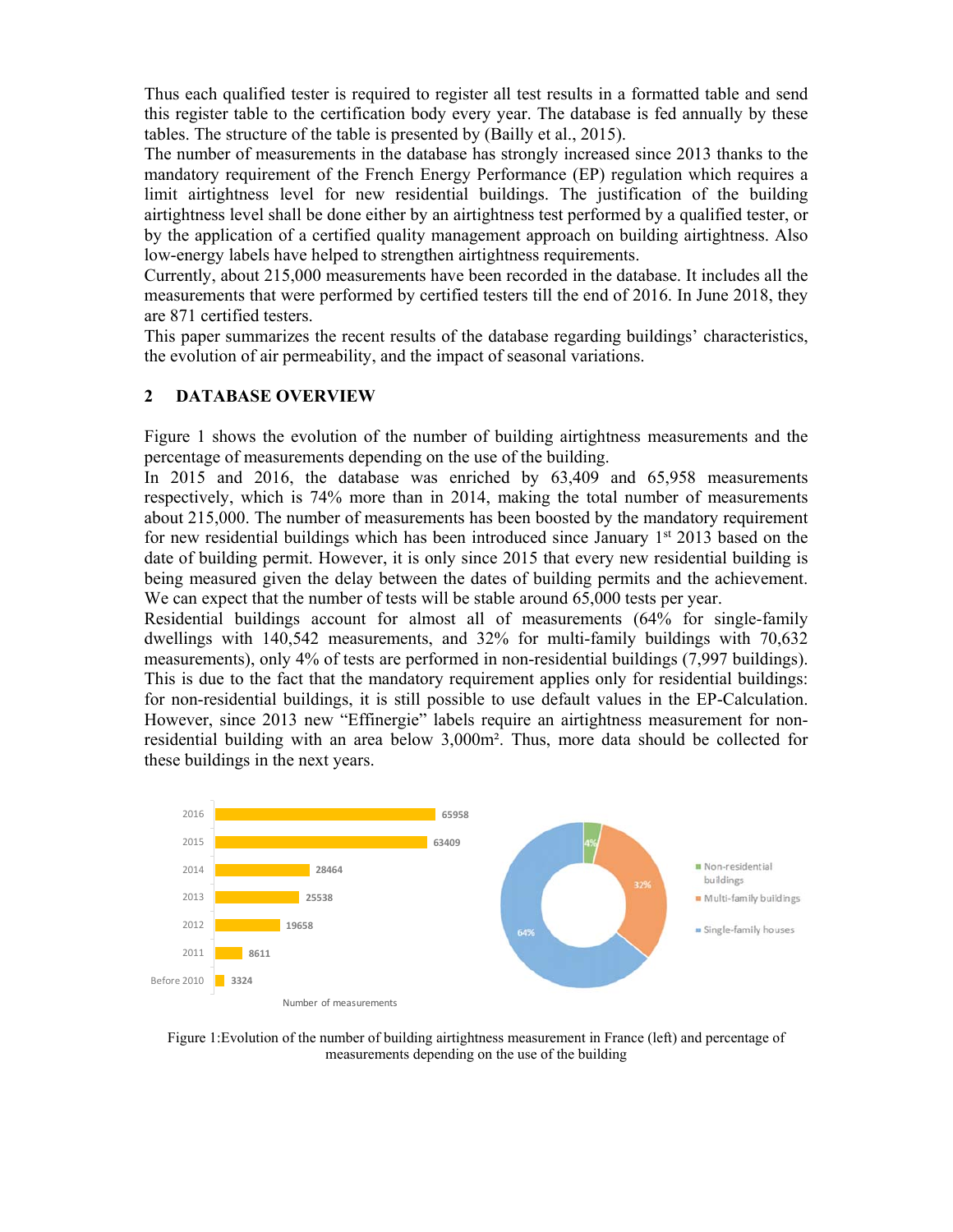Thus each qualified tester is required to register all test results in a formatted table and send this register table to the certification body every year. The database is fed annually by these tables. The structure of the table is presented by (Bailly et al., 2015).

The number of measurements in the database has strongly increased since 2013 thanks to the mandatory requirement of the French Energy Performance (EP) regulation which requires a limit airtightness level for new residential buildings. The justification of the building airtightness level shall be done either by an airtightness test performed by a qualified tester, or by the application of a certified quality management approach on building airtightness. Also low-energy labels have helped to strengthen airtightness requirements.

Currently, about 215,000 measurements have been recorded in the database. It includes all the measurements that were performed by certified testers till the end of 2016. In June 2018, they are 871 certified testers.

This paper summarizes the recent results of the database regarding buildings' characteristics, the evolution of air permeability, and the impact of seasonal variations.

## 2 DATABASE OVERVIEW

Figure 1 shows the evolution of the number of building airtightness measurements and the percentage of measurements depending on the use of the building.

In 2015 and 2016, the database was enriched by 63,409 and 65,958 measurements respectively, which is 74% more than in 2014, making the total number of measurements about 215,000. The number of measurements has been boosted by the mandatory requirement for new residential buildings which has been introduced since January 1st 2013 based on the date of building permit. However, it is only since 2015 that every new residential building is being measured given the delay between the dates of building permits and the achievement. We can expect that the number of tests will be stable around 65,000 tests per year.

Residential buildings account for almost all of measurements (64% for single-family dwellings with 140,542 measurements, and 32% for multi-family buildings with 70,632 measurements), only 4% of tests are performed in non-residential buildings (7,997 buildings). This is due to the fact that the mandatory requirement applies only for residential buildings: for non-residential buildings, it is still possible to use default values in the EP-Calculation. However, since 2013 new "Effinergie" labels require an airtightness measurement for non-residential building with an area below 3,000m². Thus, more data should be collected for these buildings in the next years.

| Year | Number of measurements |
|---|---|
| 2016 | 65958 |
| 2015 | 63409 |
| 2014 | 28464 |
| 2013 | 25538 |
| 2012 | 19658 |
| 2011 | 8611 |
| Before 2010 | 3324 |

| Use of the building | Percentage |
|---|---|
| Non-residential buildings | 4% |
| Multi-family buildings | 32% |
| Single-family houses | 64% |

Figure 1: Evolution of the number of building airtightness measurement in France (left) and percentage of measurements depending on the use of the building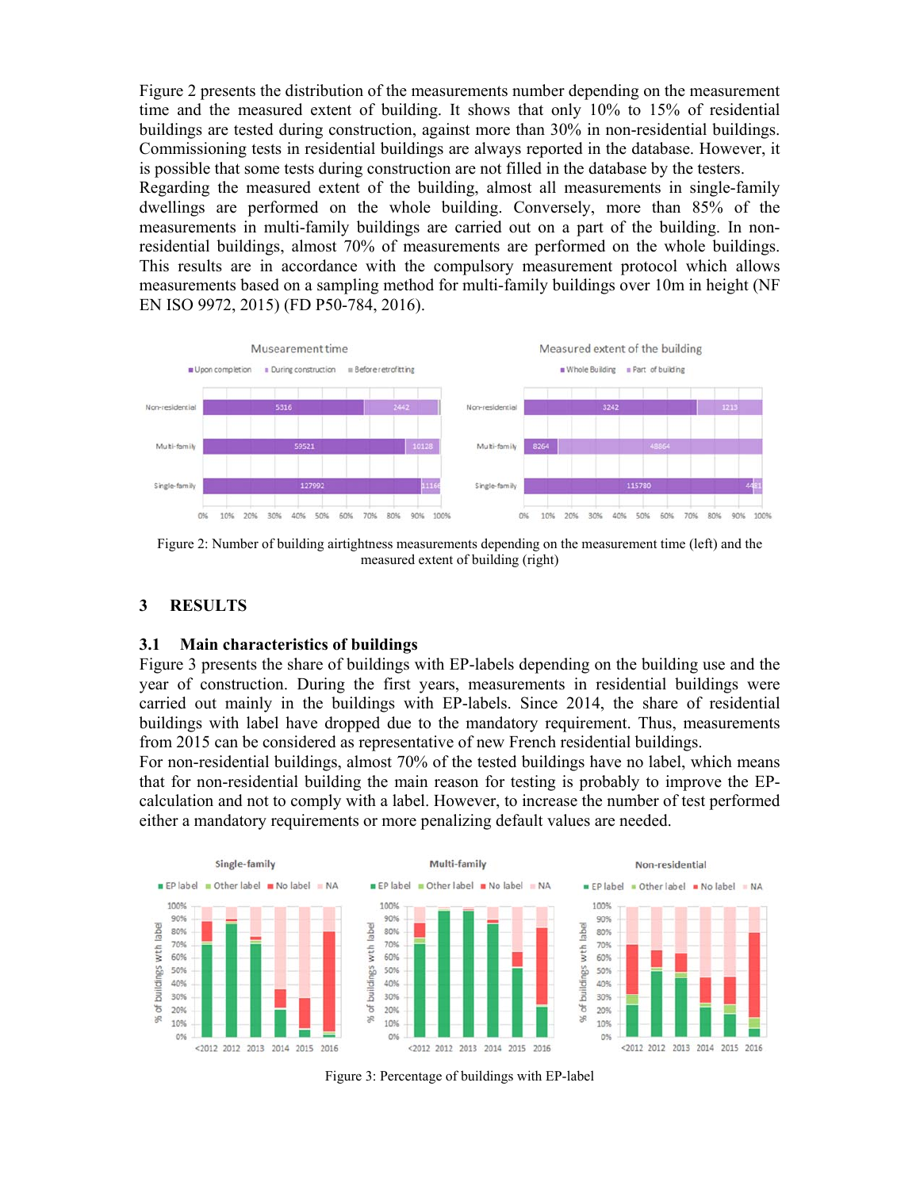Figure 2 presents the distribution of the measurements number depending on the measurement time and the measured extent of building. It shows that only 10% to 15% of residential buildings are tested during construction, against more than 30% in non-residential buildings. Commissioning tests in residential buildings are always reported in the database. However, it is possible that some tests during construction are not filled in the database by the testers.

Regarding the measured extent of the building, almost all measurements in single-family dwellings are performed on the whole building. Conversely, more than 85% of the measurements in multi-family buildings are carried out on a part of the building. In non-residential buildings, almost 70% of measurements are performed on the whole buildings. This results are in accordance with the compulsory measurement protocol which allows measurements based on a sampling method for multi-family buildings over 10m in height (NF EN ISO 9972, 2015) (FD P50-784, 2016).

Figure 2: Number of building airtightness measurements depending on the measurement time (left) and the measured extent of building (right)

## 3 RESULTS

### 3.1 Main characteristics of buildings

Figure 3 presents the share of buildings with EP-labels depending on the building use and the year of construction. During the first years, measurements in residential buildings were carried out mainly in the buildings with EP-labels. Since 2014, the share of residential buildings with label have dropped due to the mandatory requirement. Thus, measurements from 2015 can be considered as representative of new French residential buildings.

For non-residential buildings, almost 70% of the tested buildings have no label, which means that for non-residential building the main reason for testing is probably to improve the EP-calculation and not to comply with a label. However, to increase the number of test performed either a mandatory requirements or more penalizing default values are needed.

Figure 3: Percentage of buildings with EP-label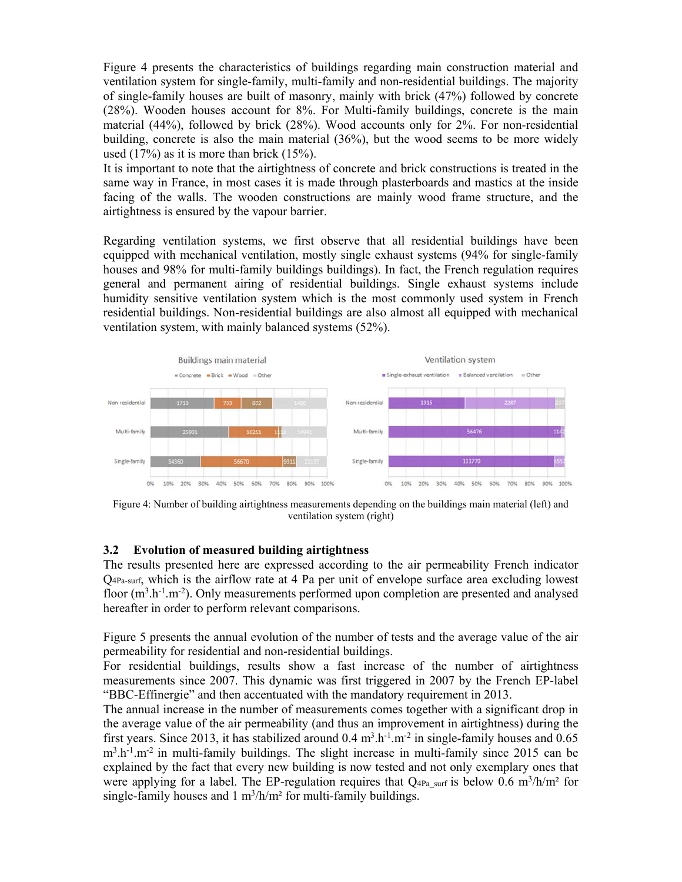Figure 4 presents the characteristics of buildings regarding main construction material and ventilation system for single-family, multi-family and non-residential buildings. The majority of single-family houses are built of masonry, mainly with brick (47%) followed by concrete (28%). Wooden houses account for 8%. For Multi-family buildings, concrete is the main material (44%), followed by brick (28%). Wood accounts only for 2%. For non-residential building, concrete is also the main material (36%), but the wood seems to be more widely used (17%) as it is more than brick (15%).

It is important to note that the airtightness of concrete and brick constructions is treated in the same way in France, in most cases it is made through plasterboards and mastics at the inside facing of the walls. The wooden constructions are mainly wood frame structure, and the airtightness is ensured by the vapour barrier.

Regarding ventilation systems, we first observe that all residential buildings have been equipped with mechanical ventilation, mostly single exhaust systems (94% for single-family houses and 98% for multi-family buildings buildings). In fact, the French regulation requires general and permanent airing of residential buildings. Single exhaust systems include humidity sensitive ventilation system which is the most commonly used system in French residential buildings. Non-residential buildings are also almost all equipped with mechanical ventilation system, with mainly balanced systems (52%).

Figure 4: Number of building airtightness measurements depending on the buildings main material (left) and ventilation system (right)

## 3.2 Evolution of measured building airtightness

The results presented here are expressed according to the air permeability French indicator $Q_{4Pa\text{-}surf}$, which is the airflow rate at 4 Pa per unit of envelope surface area excluding lowest floor ($m^3.h^{-1}.m^{-2}$). Only measurements performed upon completion are presented and analysed hereafter in order to perform relevant comparisons.

Figure 5 presents the annual evolution of the number of tests and the average value of the air permeability for residential and non-residential buildings.

For residential buildings, results show a fast increase of the number of airtightness measurements since 2007. This dynamic was first triggered in 2007 by the French EP-label "BBC-Effinergie" and then accentuated with the mandatory requirement in 2013.

The annual increase in the number of measurements comes together with a significant drop in the average value of the air permeability (and thus an improvement in airtightness) during the first years. Since 2013, it has stabilized around 0.4 $m^3.h^{-1}.m^{-2}$ in single-family houses and 0.65 $m^3.h^{-1}.m^{-2}$ in multi-family buildings. The slight increase in multi-family since 2015 can be explained by the fact that every new building is now tested and not only exemplary ones that were applying for a label. The EP-regulation requires that $Q_{4Pa\_surf}$ is below 0.6 $m^3/h/m^2$ for single-family houses and 1 $m^3/h/m^2$ for multi-family buildings.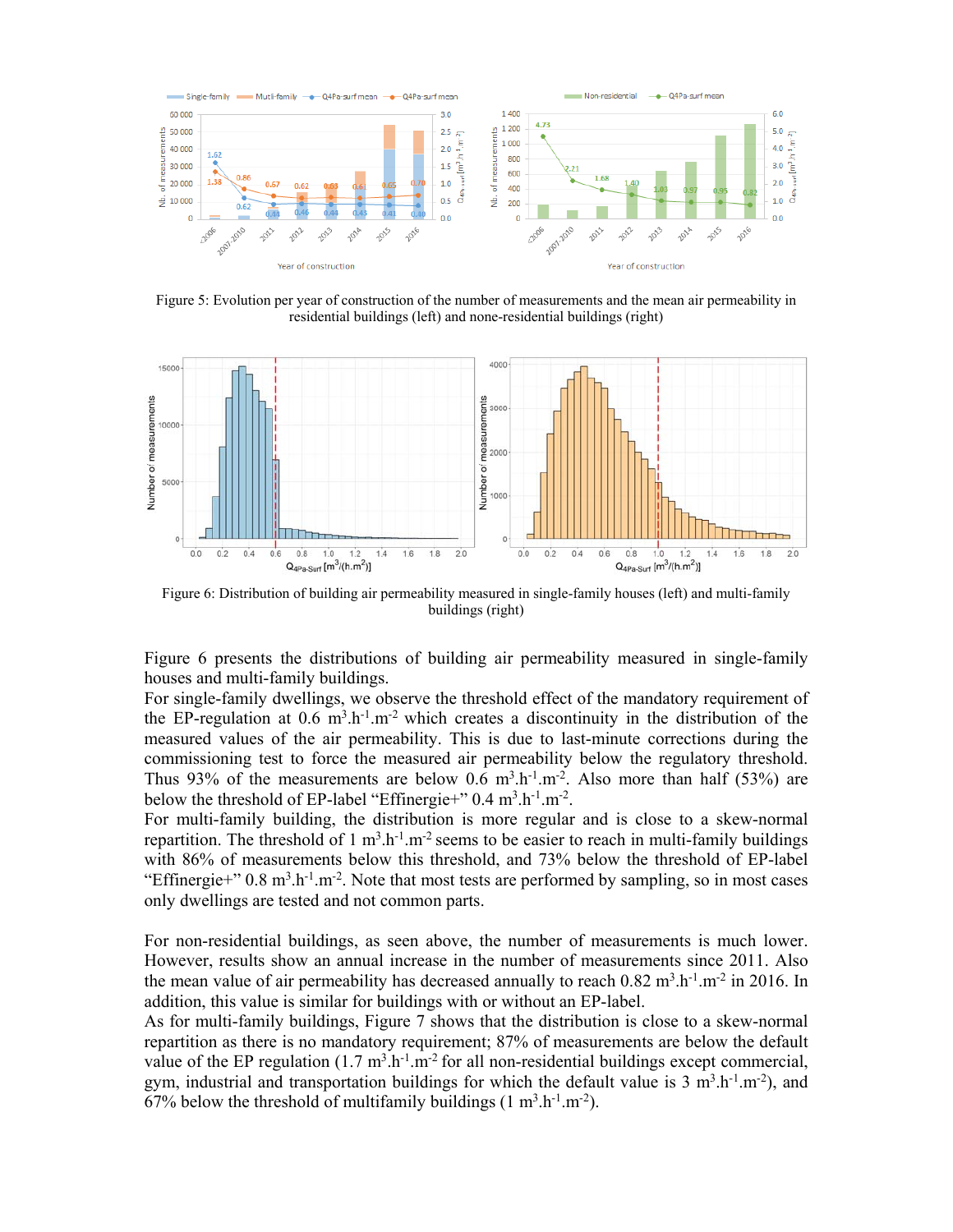Figure 5: Evolution per year of construction of the number of measurements and the mean air permeability in residential buildings (left) and none-residential buildings (right)

Figure 6: Distribution of building air permeability measured in single-family houses (left) and multi-family buildings (right)

Figure 6 presents the distributions of building air permeability measured in single-family houses and multi-family buildings.

For single-family dwellings, we observe the threshold effect of the mandatory requirement of the EP-regulation at 0.6 $m^3.h^{-1}.m^{-2}$ which creates a discontinuity in the distribution of the measured values of the air permeability. This is due to last-minute corrections during the commissioning test to force the measured air permeability below the regulatory threshold. Thus 93% of the measurements are below 0.6 $m^3.h^{-1}.m^{-2}$. Also more than half (53%) are below the threshold of EP-label “Effinergie+” 0.4 $m^3.h^{-1}.m^{-2}$.

For multi-family building, the distribution is more regular and is close to a skew-normal repartition. The threshold of 1 $m^3.h^{-1}.m^{-2}$ seems to be easier to reach in multi-family buildings with 86% of measurements below this threshold, and 73% below the threshold of EP-label “Effinergie+” 0.8 $m^3.h^{-1}.m^{-2}$. Note that most tests are performed by sampling, so in most cases only dwellings are tested and not common parts.

For non-residential buildings, as seen above, the number of measurements is much lower. However, results show an annual increase in the number of measurements since 2011. Also the mean value of air permeability has decreased annually to reach 0.82 $m^3.h^{-1}.m^{-2}$ in 2016. In addition, this value is similar for buildings with or without an EP-label.

As for multi-family buildings, Figure 7 shows that the distribution is close to a skew-normal repartition as there is no mandatory requirement; 87% of measurements are below the default value of the EP regulation (1.7 $m^3.h^{-1}.m^{-2}$ for all non-residential buildings except commercial, gym, industrial and transportation buildings for which the default value is 3 $m^3.h^{-1}.m^{-2}$), and 67% below the threshold of multifamily buildings (1 $m^3.h^{-1}.m^{-2}$).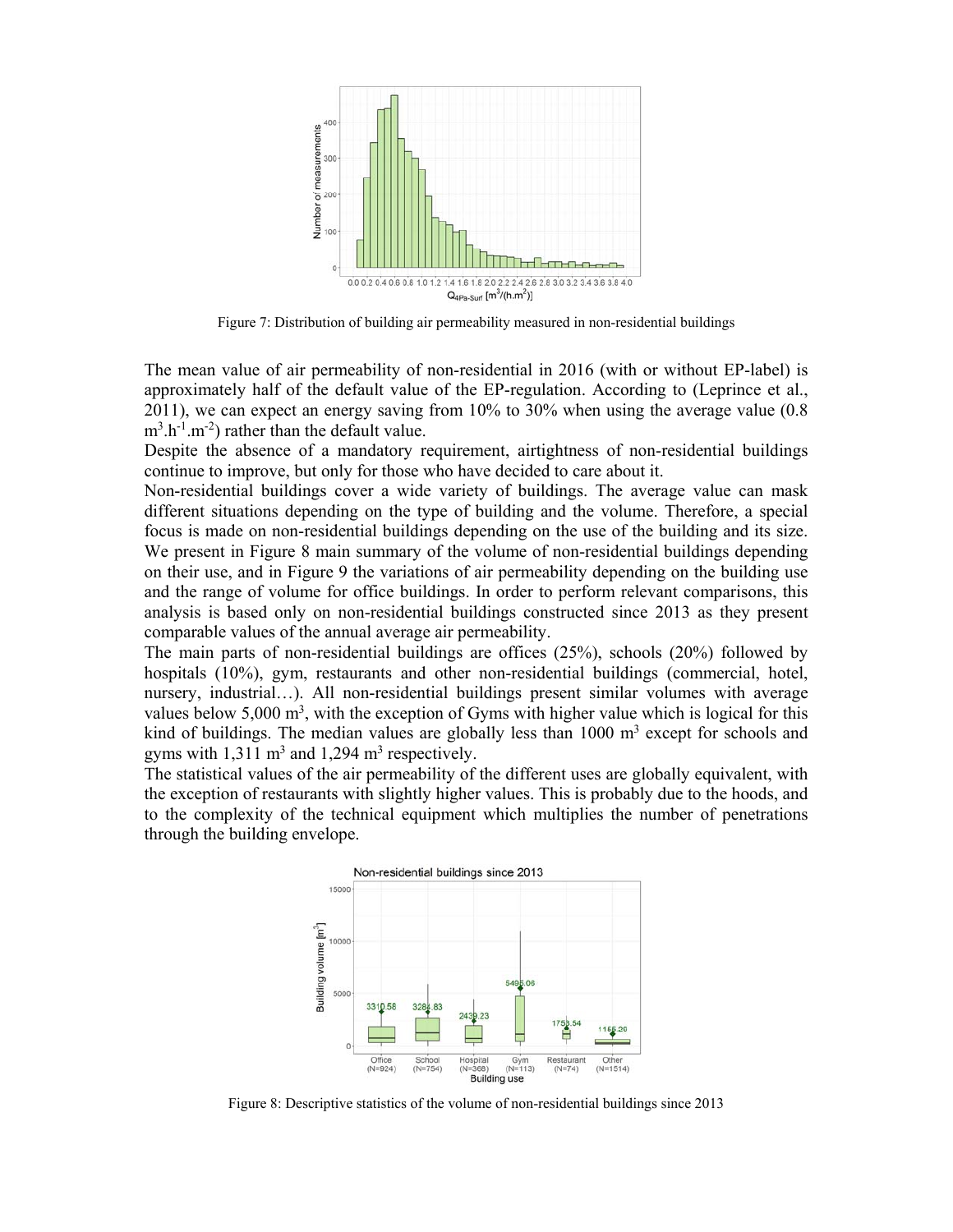Figure 7: Distribution of building air permeability measured in non-residential buildings

The mean value of air permeability of non-residential in 2016 (with or without EP-label) is approximately half of the default value of the EP-regulation. According to (Leprince et al., 2011), we can expect an energy saving from 10% to 30% when using the average value (0.8 $m^3.h^{-1}.m^{-2}$) rather than the default value.

Despite the absence of a mandatory requirement, airtightness of non-residential buildings continue to improve, but only for those who have decided to care about it.

Non-residential buildings cover a wide variety of buildings. The average value can mask different situations depending on the type of building and the volume. Therefore, a special focus is made on non-residential buildings depending on the use of the building and its size. We present in Figure 8 main summary of the volume of non-residential buildings depending on their use, and in Figure 9 the variations of air permeability depending on the building use and the range of volume for office buildings. In order to perform relevant comparisons, this analysis is based only on non-residential buildings constructed since 2013 as they present comparable values of the annual average air permeability.

The main parts of non-residential buildings are offices (25%), schools (20%) followed by hospitals (10%), gym, restaurants and other non-residential buildings (commercial, hotel, nursery, industrial…). All non-residential buildings present similar volumes with average values below 5,000 $m^3$, with the exception of Gyms with higher value which is logical for this kind of buildings. The median values are globally less than 1000 $m^3$ except for schools and gyms with 1,311 $m^3$ and 1,294 $m^3$ respectively.

The statistical values of the air permeability of the different uses are globally equivalent, with the exception of restaurants with slightly higher values. This is probably due to the hoods, and to the complexity of the technical equipment which multiplies the number of penetrations through the building envelope.

Figure 8: Descriptive statistics of the volume of non-residential buildings since 2013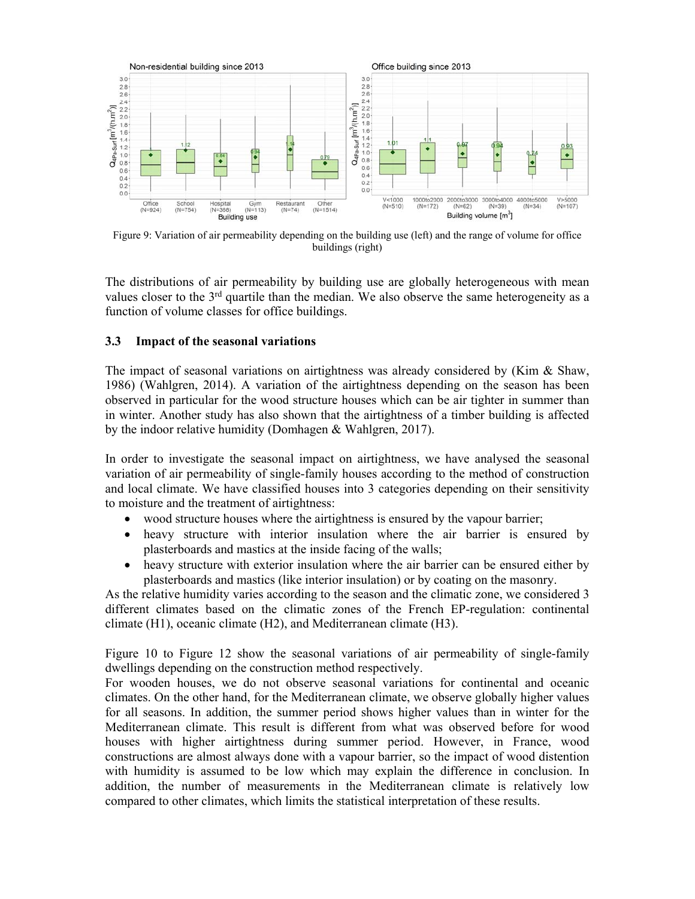Figure 9: Variation of air permeability depending on the building use (left) and the range of volume for office buildings (right)

The distributions of air permeability by building use are globally heterogeneous with mean values closer to the 3rd quartile than the median. We also observe the same heterogeneity as a function of volume classes for office buildings.

### 3.3 Impact of the seasonal variations

The impact of seasonal variations on airtightness was already considered by (Kim & Shaw, 1986) (Wahlgren, 2014). A variation of the airtightness depending on the season has been observed in particular for the wood structure houses which can be air tighter in summer than in winter. Another study has also shown that the airtightness of a timber building is affected by the indoor relative humidity (Domhagen & Wahlgren, 2017).

In order to investigate the seasonal impact on airtightness, we have analysed the seasonal variation of air permeability of single-family houses according to the method of construction and local climate. We have classified houses into 3 categories depending on their sensitivity to moisture and the treatment of airtightness:

- wood structure houses where the airtightness is ensured by the vapour barrier;
- heavy structure with interior insulation where the air barrier is ensured by plasterboards and mastics at the inside facing of the walls;
- heavy structure with exterior insulation where the air barrier can be ensured either by plasterboards and mastics (like interior insulation) or by coating on the masonry.

As the relative humidity varies according to the season and the climatic zone, we considered 3 different climates based on the climatic zones of the French EP-regulation: continental climate (H1), oceanic climate (H2), and Mediterranean climate (H3).

Figure 10 to Figure 12 show the seasonal variations of air permeability of single-family dwellings depending on the construction method respectively.

For wooden houses, we do not observe seasonal variations for continental and oceanic climates. On the other hand, for the Mediterranean climate, we observe globally higher values for all seasons. In addition, the summer period shows higher values than in winter for the Mediterranean climate. This result is different from what was observed before for wood houses with higher airtightness during summer period. However, in France, wood constructions are almost always done with a vapour barrier, so the impact of wood distention with humidity is assumed to be low which may explain the difference in conclusion. In addition, the number of measurements in the Mediterranean climate is relatively low compared to other climates, which limits the statistical interpretation of these results.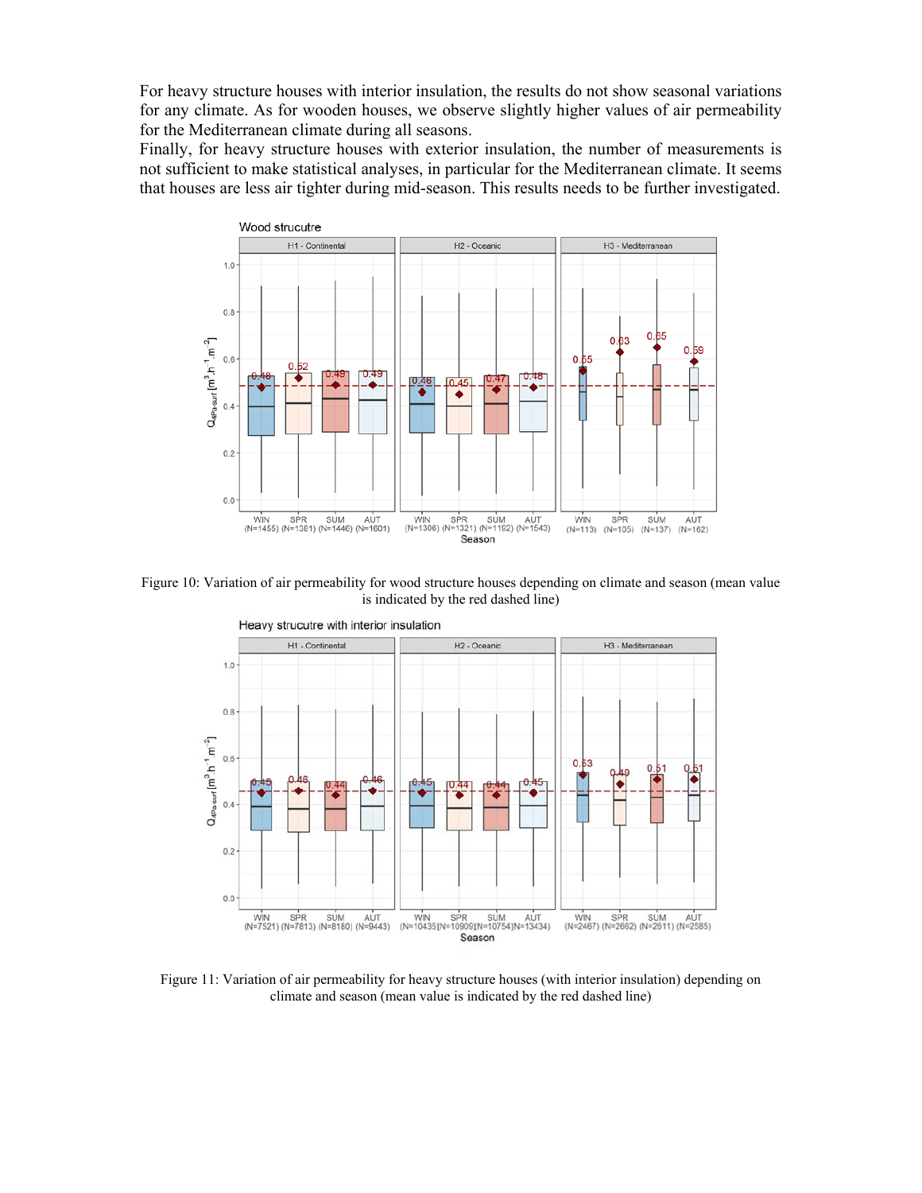For heavy structure houses with interior insulation, the results do not show seasonal variations for any climate. As for wooden houses, we observe slightly higher values of air permeability for the Mediterranean climate during all seasons.

Finally, for heavy structure houses with exterior insulation, the number of measurements is not sufficient to make statistical analyses, in particular for the Mediterranean climate. It seems that houses are less air tighter during mid-season. This results needs to be further investigated.

Figure 10: Variation of air permeability for wood structure houses depending on climate and season (mean value is indicated by the red dashed line)

Figure 11: Variation of air permeability for heavy structure houses (with interior insulation) depending on climate and season (mean value is indicated by the red dashed line)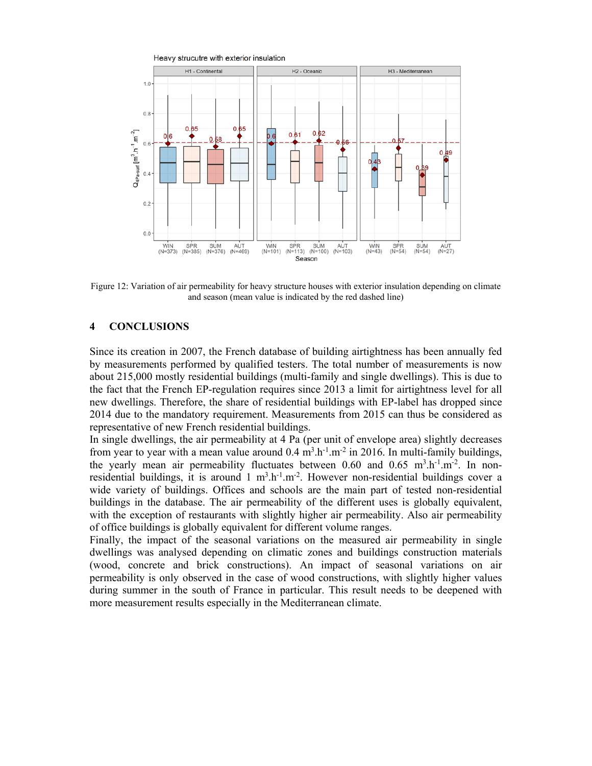Figure 12: Variation of air permeability for heavy structure houses with exterior insulation depending on climate and season (mean value is indicated by the red dashed line)

## 4 CONCLUSIONS

Since its creation in 2007, the French database of building airtightness has been annually fed by measurements performed by qualified testers. The total number of measurements is now about 215,000 mostly residential buildings (multi-family and single dwellings). This is due to the fact that the French EP-regulation requires since 2013 a limit for airtightness level for all new dwellings. Therefore, the share of residential buildings with EP-label has dropped since 2014 due to the mandatory requirement. Measurements from 2015 can thus be considered as representative of new French residential buildings.

In single dwellings, the air permeability at 4 Pa (per unit of envelope area) slightly decreases from year to year with a mean value around 0.4 $m^3.h^{-1}.m^{-2}$ in 2016. In multi-family buildings, the yearly mean air permeability fluctuates between 0.60 and 0.65 $m^3.h^{-1}.m^{-2}$. In non-residential buildings, it is around 1 $m^3.h^{-1}.m^{-2}$. However non-residential buildings cover a wide variety of buildings. Offices and schools are the main part of tested non-residential buildings in the database. The air permeability of the different uses is globally equivalent, with the exception of restaurants with slightly higher air permeability. Also air permeability of office buildings is globally equivalent for different volume ranges.

Finally, the impact of the seasonal variations on the measured air permeability in single dwellings was analysed depending on climatic zones and buildings construction materials (wood, concrete and brick constructions). An impact of seasonal variations on air permeability is only observed in the case of wood constructions, with slightly higher values during summer in the south of France in particular. This result needs to be deepened with more measurement results especially in the Mediterranean climate.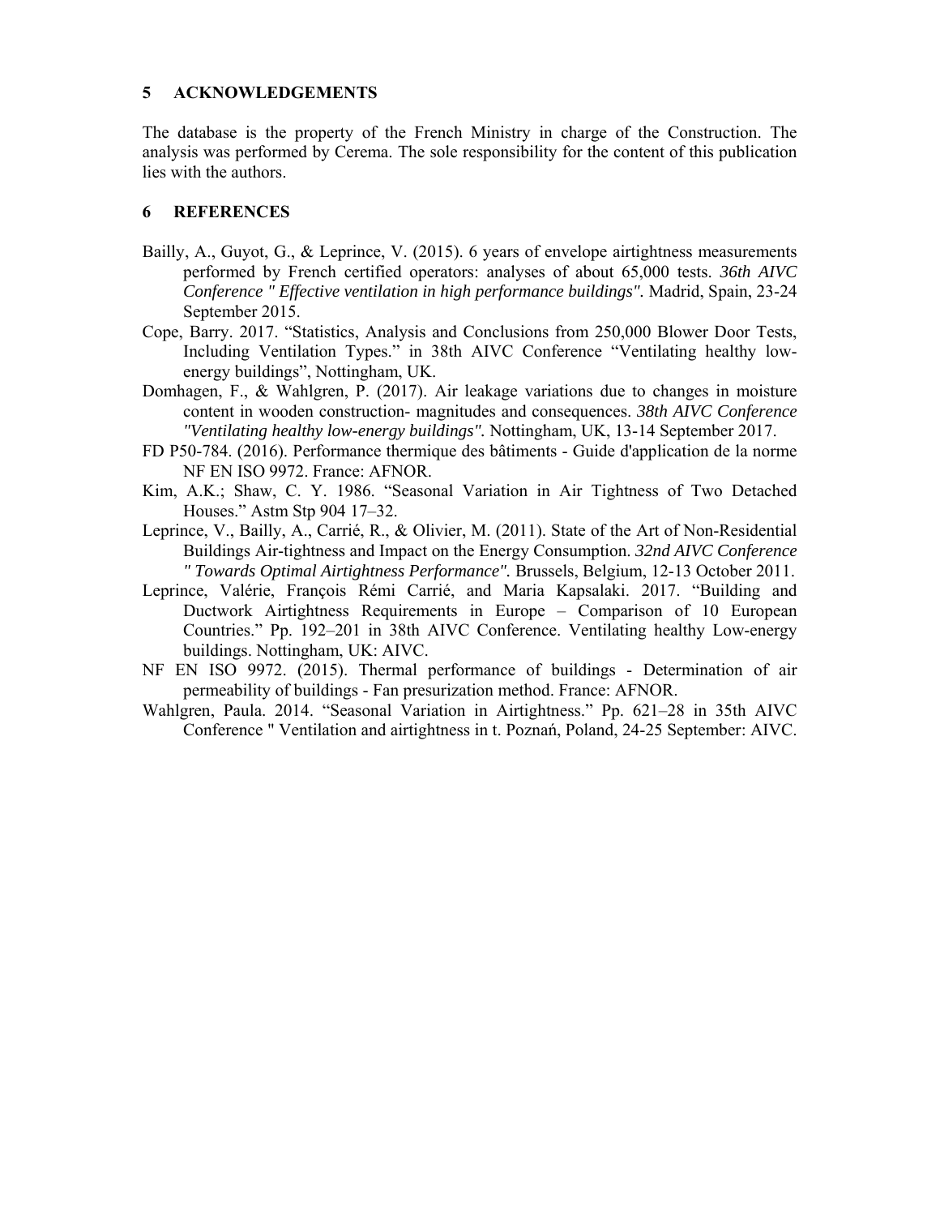## 5 ACKNOWLEDGEMENTS

The database is the property of the French Ministry in charge of the Construction. The analysis was performed by Cerema. The sole responsibility for the content of this publication lies with the authors.

## 6 REFERENCES

Bailly, A., Guyot, G., & Leprince, V. (2015). 6 years of envelope airtightness measurements performed by French certified operators: analyses of about 65,000 tests. *36th AIVC Conference " Effective ventilation in high performance buildings".* Madrid, Spain, 23-24 September 2015.

Cope, Barry. 2017. "Statistics, Analysis and Conclusions from 250,000 Blower Door Tests, Including Ventilation Types." in 38th AIVC Conference "Ventilating healthy low-energy buildings", Nottingham, UK.

Domhagen, F., & Wahlgren, P. (2017). Air leakage variations due to changes in moisture content in wooden construction- magnitudes and consequences. *38th AIVC Conference "Ventilating healthy low-energy buildings".* Nottingham, UK, 13-14 September 2017.

FD P50-784. (2016). Performance thermique des bâtiments - Guide d'application de la norme NF EN ISO 9972. France: AFNOR.

Kim, A.K.; Shaw, C. Y. 1986. "Seasonal Variation in Air Tightness of Two Detached Houses." Astm Stp 904 17–32.

Leprince, V., Bailly, A., Carrié, R., & Olivier, M. (2011). State of the Art of Non-Residential Buildings Air-tightness and Impact on the Energy Consumption. *32nd AIVC Conference " Towards Optimal Airtightness Performance".* Brussels, Belgium, 12-13 October 2011.

Leprince, Valérie, François Rémi Carrié, and Maria Kapsalaki. 2017. "Building and Ductwork Airtightness Requirements in Europe – Comparison of 10 European Countries." Pp. 192–201 in 38th AIVC Conference. Ventilating healthy Low-energy buildings. Nottingham, UK: AIVC.

NF EN ISO 9972. (2015). Thermal performance of buildings - Determination of air permeability of buildings - Fan presurization method. France: AFNOR.

Wahlgren, Paula. 2014. "Seasonal Variation in Airtightness." Pp. 621–28 in 35th AIVC Conference " Ventilation and airtightness in t. Poznań, Poland, 24-25 September: AIVC.